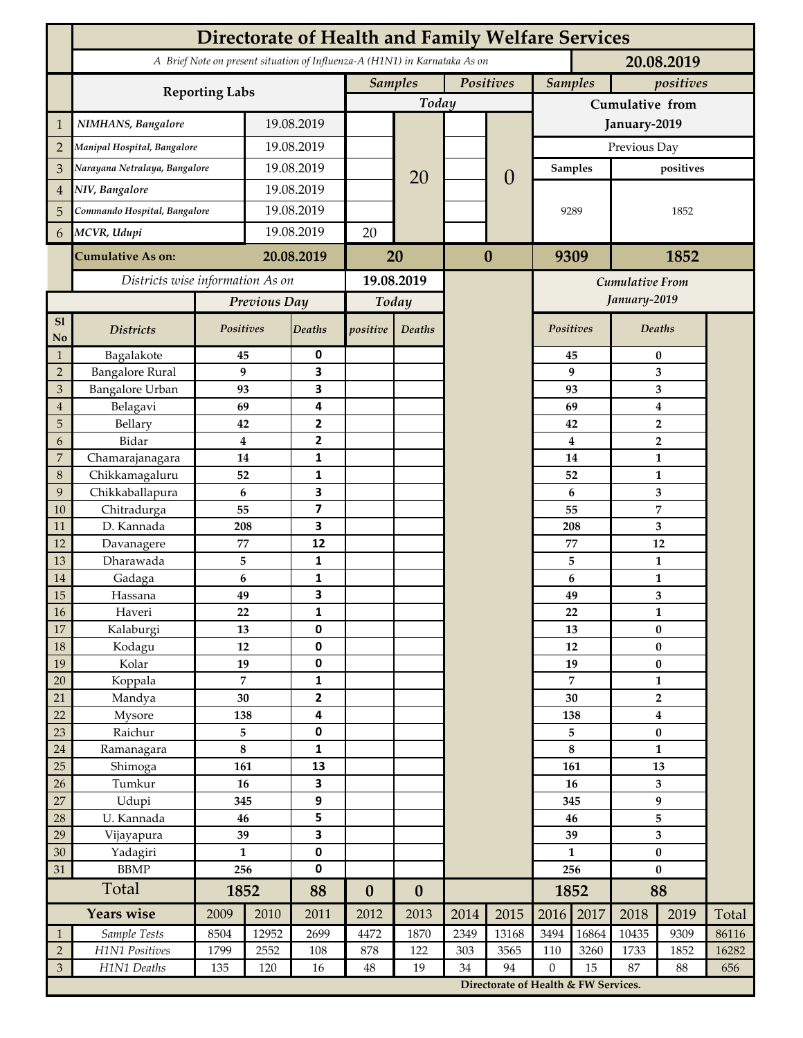# Directorate of Health and Family Welfare Services

*A Brief Note on present situation of Influenza-A (H1N1) in Karnataka As on* **20.08.2019**

| | Reporting Labs | | Samples (Today) | | Positives (Today) | | Samples (Cumulative from January-2019, Previous Day) | positives (Cumulative from January-2019, Previous Day) |
|---|---|---|---|---|---|---|---|---|
| 1 | *NIMHANS, Bangalore* | 19.08.2019 | | 20 | | 0 | 9289 | 1852 |
| 2 | *Manipal Hospital, Bangalore* | 19.08.2019 | | | | | | |
| 3 | *Narayana Netralaya, Bangalore* | 19.08.2019 | | | | | | |
| 4 | *NIV, Bangalore* | 19.08.2019 | | | | | | |
| 5 | *Commando Hospital, Bangalore* | 19.08.2019 | | | | | | |
| 6 | *MCVR, Udupi* | 19.08.2019 | 20 | | | | | |
| | **Cumulative As on:** | **20.08.2019** | **20** | | **0** | | **9309** | **1852** |

*Districts wise information As on* **19.08.2019**

| Sl No | Districts | Previous Day Positives | Previous Day Deaths | Today positive | Today Deaths | Cumulative From January-2019 Positives | Cumulative From January-2019 Deaths |
|---|---|---|---|---|---|---|---|
| 1 | Bagalakote | 45 | 0 | | | 45 | 0 |
| 2 | Bangalore Rural | 9 | 3 | | | 9 | 3 |
| 3 | Bangalore Urban | 93 | 3 | | | 93 | 3 |
| 4 | Belagavi | 69 | 4 | | | 69 | 4 |
| 5 | Bellary | 42 | 2 | | | 42 | 2 |
| 6 | Bidar | 4 | 2 | | | 4 | 2 |
| 7 | Chamarajanagara | 14 | 1 | | | 14 | 1 |
| 8 | Chikkamagaluru | 52 | 1 | | | 52 | 1 |
| 9 | Chikkaballapura | 6 | 3 | | | 6 | 3 |
| 10 | Chitradurga | 55 | 7 | | | 55 | 7 |
| 11 | D. Kannada | 208 | 3 | | | 208 | 3 |
| 12 | Davanagere | 77 | 12 | | | 77 | 12 |
| 13 | Dharawada | 5 | 1 | | | 5 | 1 |
| 14 | Gadaga | 6 | 1 | | | 6 | 1 |
| 15 | Hassana | 49 | 3 | | | 49 | 3 |
| 16 | Haveri | 22 | 1 | | | 22 | 1 |
| 17 | Kalaburgi | 13 | 0 | | | 13 | 0 |
| 18 | Kodagu | 12 | 0 | | | 12 | 0 |
| 19 | Kolar | 19 | 0 | | | 19 | 0 |
| 20 | Koppala | 7 | 1 | | | 7 | 1 |
| 21 | Mandya | 30 | 2 | | | 30 | 2 |
| 22 | Mysore | 138 | 4 | | | 138 | 4 |
| 23 | Raichur | 5 | 0 | | | 5 | 0 |
| 24 | Ramanagara | 8 | 1 | | | 8 | 1 |
| 25 | Shimoga | 161 | 13 | | | 161 | 13 |
| 26 | Tumkur | 16 | 3 | | | 16 | 3 |
| 27 | Udupi | 345 | 9 | | | 345 | 9 |
| 28 | U. Kannada | 46 | 5 | | | 46 | 5 |
| 29 | Vijayapura | 39 | 3 | | | 39 | 3 |
| 30 | Yadagiri | 1 | 0 | | | 1 | 0 |
| 31 | BBMP | 256 | 0 | | | 256 | 0 |
| | **Total** | **1852** | **88** | **0** | **0** | **1852** | **88** |

| | Years wise | 2009 | 2010 | 2011 | 2012 | 2013 | 2014 | 2015 | 2016 | 2017 | 2018 | 2019 | Total |
|---|---|---|---|---|---|---|---|---|---|---|---|---|---|
| 1 | *Sample Tests* | 8504 | 12952 | 2699 | 4472 | 1870 | 2349 | 13168 | 3494 | 16864 | 10435 | 9309 | 86116 |
| 2 | *H1N1 Positives* | 1799 | 2552 | 108 | 878 | 122 | 303 | 3565 | 110 | 3260 | 1733 | 1852 | 16282 |
| 3 | *H1N1 Deaths* | 135 | 120 | 16 | 48 | 19 | 34 | 94 | 0 | 15 | 87 | 88 | 656 |

**Directorate of Health & FW Services.**